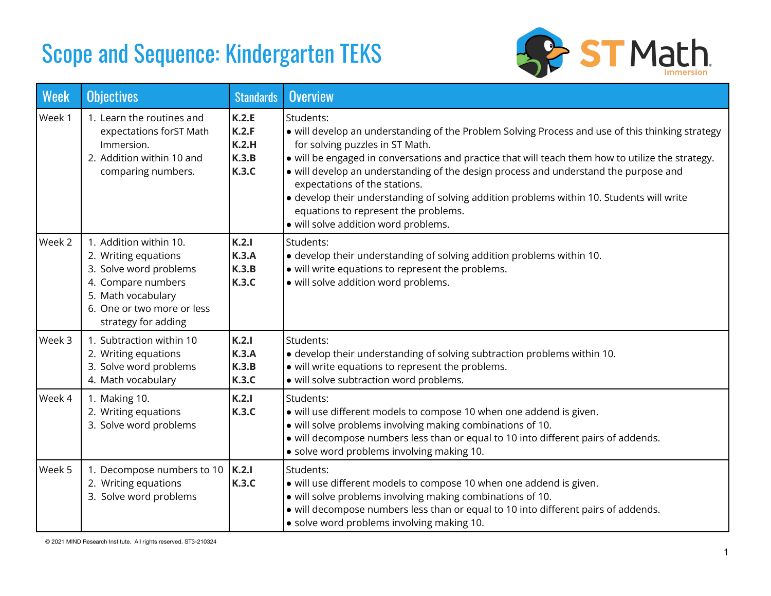# Scope and Sequence: Kindergarten TEKS

ST Math Immersion

| Week | Objectives | Standards | Overview |
|---|---|---|---|
| Week 1 | 1. Learn the routines and expectations forST Math Immersion.<br>2. Addition within 10 and comparing numbers. | **K.2.E**<br>**K.2.F**<br>**K.2.H**<br>**K.3.B**<br>**K.3.C** | Students:<br>• will develop an understanding of the Problem Solving Process and use of this thinking strategy for solving puzzles in ST Math.<br>• will be engaged in conversations and practice that will teach them how to utilize the strategy.<br>• will develop an understanding of the design process and understand the purpose and expectations of the stations.<br>• develop their understanding of solving addition problems within 10. Students will write equations to represent the problems.<br>• will solve addition word problems. |
| Week 2 | 1. Addition within 10.<br>2. Writing equations<br>3. Solve word problems<br>4. Compare numbers<br>5. Math vocabulary<br>6. One or two more or less strategy for adding | **K.2.I**<br>**K.3.A**<br>**K.3.B**<br>**K.3.C** | Students:<br>• develop their understanding of solving addition problems within 10.<br>• will write equations to represent the problems.<br>• will solve addition word problems. |
| Week 3 | 1. Subtraction within 10<br>2. Writing equations<br>3. Solve word problems<br>4. Math vocabulary | **K.2.I**<br>**K.3.A**<br>**K.3.B**<br>**K.3.C** | Students:<br>• develop their understanding of solving subtraction problems within 10.<br>• will write equations to represent the problems.<br>• will solve subtraction word problems. |
| Week 4 | 1. Making 10.<br>2. Writing equations<br>3. Solve word problems | **K.2.I**<br>**K.3.C** | Students:<br>• will use different models to compose 10 when one addend is given.<br>• will solve problems involving making combinations of 10.<br>• will decompose numbers less than or equal to 10 into different pairs of addends.<br>• solve word problems involving making 10. |
| Week 5 | 1. Decompose numbers to 10<br>2. Writing equations<br>3. Solve word problems | **K.2.I**<br>**K.3.C** | Students:<br>• will use different models to compose 10 when one addend is given.<br>• will solve problems involving making combinations of 10.<br>• will decompose numbers less than or equal to 10 into different pairs of addends.<br>• solve word problems involving making 10. |

© 2021 MIND Research Institute. All rights reserved. ST3-210324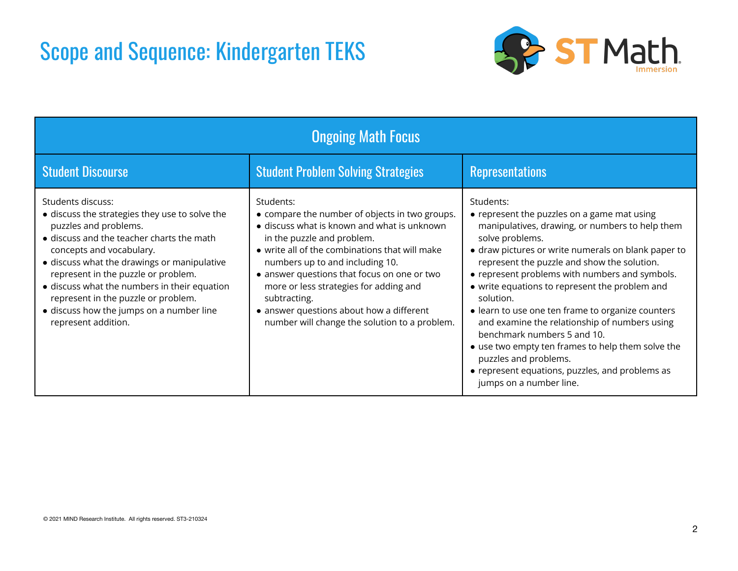# Scope and Sequence: Kindergarten TEKS

| Ongoing Math Focus | | |
|---|---|---|
| **Student Discourse** | **Student Problem Solving Strategies** | **Representations** |
| Students discuss:<br>● discuss the strategies they use to solve the puzzles and problems.<br>● discuss and the teacher charts the math concepts and vocabulary.<br>● discuss what the drawings or manipulative represent in the puzzle or problem.<br>● discuss what the numbers in their equation represent in the puzzle or problem.<br>● discuss how the jumps on a number line represent addition. | Students:<br>● compare the number of objects in two groups.<br>● discuss what is known and what is unknown in the puzzle and problem.<br>● write all of the combinations that will make numbers up to and including 10.<br>● answer questions that focus on one or two more or less strategies for adding and subtracting.<br>● answer questions about how a different number will change the solution to a problem. | Students:<br>● represent the puzzles on a game mat using manipulatives, drawing, or numbers to help them solve problems.<br>● draw pictures or write numerals on blank paper to represent the puzzle and show the solution.<br>● represent problems with numbers and symbols.<br>● write equations to represent the problem and solution.<br>● learn to use one ten frame to organize counters and examine the relationship of numbers using benchmark numbers 5 and 10.<br>● use two empty ten frames to help them solve the puzzles and problems.<br>● represent equations, puzzles, and problems as jumps on a number line. |

© 2021 MIND Research Institute. All rights reserved. ST3-210324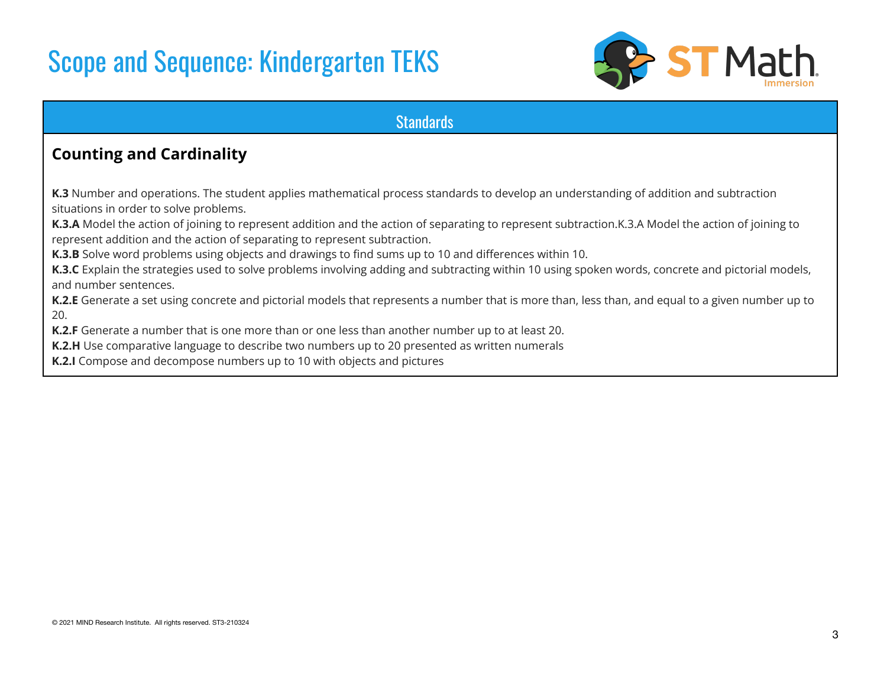# Scope and Sequence: Kindergarten TEKS

## Standards

### Counting and Cardinality

**K.3** Number and operations. The student applies mathematical process standards to develop an understanding of addition and subtraction situations in order to solve problems.
**K.3.A** Model the action of joining to represent addition and the action of separating to represent subtraction.K.3.A Model the action of joining to represent addition and the action of separating to represent subtraction.
**K.3.B** Solve word problems using objects and drawings to find sums up to 10 and differences within 10.
**K.3.C** Explain the strategies used to solve problems involving adding and subtracting within 10 using spoken words, concrete and pictorial models, and number sentences.
**K.2.E** Generate a set using concrete and pictorial models that represents a number that is more than, less than, and equal to a given number up to 20.
**K.2.F** Generate a number that is one more than or one less than another number up to at least 20.
**K.2.H** Use comparative language to describe two numbers up to 20 presented as written numerals
**K.2.I** Compose and decompose numbers up to 10 with objects and pictures

© 2021 MIND Research Institute. All rights reserved. ST3-210324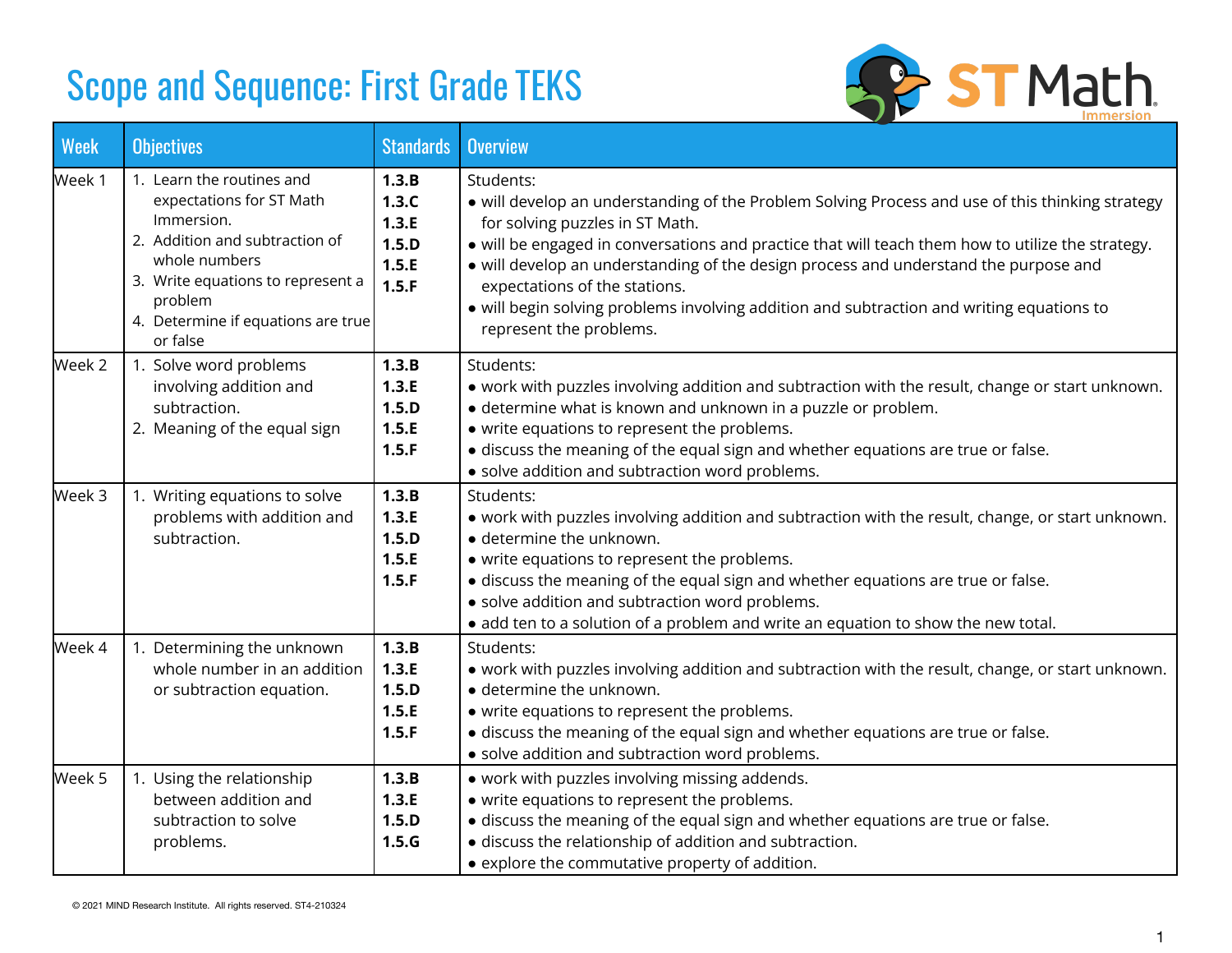# Scope and Sequence: First Grade TEKS

| Week | Objectives | Standards | Overview |
|---|---|---|---|
| Week 1 | 1. Learn the routines and expectations for ST Math Immersion.<br>2. Addition and subtraction of whole numbers<br>3. Write equations to represent a problem<br>4. Determine if equations are true or false | **1.3.B**<br>**1.3.C**<br>**1.3.E**<br>**1.5.D**<br>**1.5.E**<br>**1.5.F** | Students:<br>• will develop an understanding of the Problem Solving Process and use of this thinking strategy for solving puzzles in ST Math.<br>• will be engaged in conversations and practice that will teach them how to utilize the strategy.<br>• will develop an understanding of the design process and understand the purpose and expectations of the stations.<br>• will begin solving problems involving addition and subtraction and writing equations to represent the problems. |
| Week 2 | 1. Solve word problems involving addition and subtraction.<br>2. Meaning of the equal sign | **1.3.B**<br>**1.3.E**<br>**1.5.D**<br>**1.5.E**<br>**1.5.F** | Students:<br>• work with puzzles involving addition and subtraction with the result, change or start unknown.<br>• determine what is known and unknown in a puzzle or problem.<br>• write equations to represent the problems.<br>• discuss the meaning of the equal sign and whether equations are true or false.<br>• solve addition and subtraction word problems. |
| Week 3 | 1. Writing equations to solve problems with addition and subtraction. | **1.3.B**<br>**1.3.E**<br>**1.5.D**<br>**1.5.E**<br>**1.5.F** | Students:<br>• work with puzzles involving addition and subtraction with the result, change, or start unknown.<br>• determine the unknown.<br>• write equations to represent the problems.<br>• discuss the meaning of the equal sign and whether equations are true or false.<br>• solve addition and subtraction word problems.<br>• add ten to a solution of a problem and write an equation to show the new total. |
| Week 4 | 1. Determining the unknown whole number in an addition or subtraction equation. | **1.3.B**<br>**1.3.E**<br>**1.5.D**<br>**1.5.E**<br>**1.5.F** | Students:<br>• work with puzzles involving addition and subtraction with the result, change, or start unknown.<br>• determine the unknown.<br>• write equations to represent the problems.<br>• discuss the meaning of the equal sign and whether equations are true or false.<br>• solve addition and subtraction word problems. |
| Week 5 | 1. Using the relationship between addition and subtraction to solve problems. | **1.3.B**<br>**1.3.E**<br>**1.5.D**<br>**1.5.G** | • work with puzzles involving missing addends.<br>• write equations to represent the problems.<br>• discuss the meaning of the equal sign and whether equations are true or false.<br>• discuss the relationship of addition and subtraction.<br>• explore the commutative property of addition. |

© 2021 MIND Research Institute. All rights reserved. ST4-210324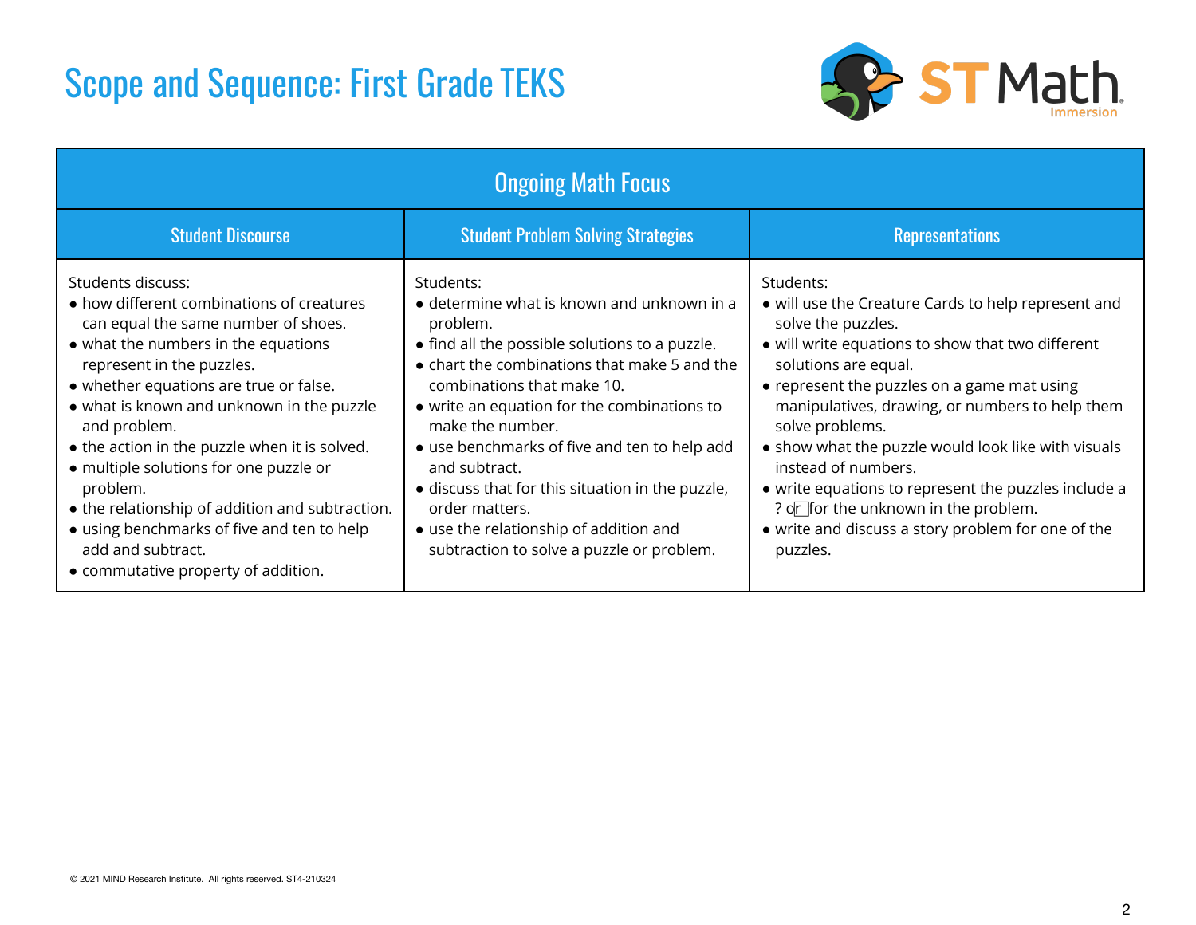# Scope and Sequence: First Grade TEKS

| Ongoing Math Focus | | |
|---|---|---|
| **Student Discourse** | **Student Problem Solving Strategies** | **Representations** |
| Students discuss:<br>• how different combinations of creatures can equal the same number of shoes.<br>• what the numbers in the equations represent in the puzzles.<br>• whether equations are true or false.<br>• what is known and unknown in the puzzle and problem.<br>• the action in the puzzle when it is solved.<br>• multiple solutions for one puzzle or problem.<br>• the relationship of addition and subtraction.<br>• using benchmarks of five and ten to help add and subtract.<br>• commutative property of addition. | Students:<br>• determine what is known and unknown in a problem.<br>• find all the possible solutions to a puzzle.<br>• chart the combinations that make 5 and the combinations that make 10.<br>• write an equation for the combinations to make the number.<br>• use benchmarks of five and ten to help add and subtract.<br>• discuss that for this situation in the puzzle, order matters.<br>• use the relationship of addition and subtraction to solve a puzzle or problem. | Students:<br>• will use the Creature Cards to help represent and solve the puzzles.<br>• will write equations to show that two different solutions are equal.<br>• represent the puzzles on a game mat using manipulatives, drawing, or numbers to help them solve problems.<br>• show what the puzzle would look like with visuals instead of numbers.<br>• write equations to represent the puzzles include a ? or □ for the unknown in the problem.<br>• write and discuss a story problem for one of the puzzles. |

© 2021 MIND Research Institute. All rights reserved. ST4-210324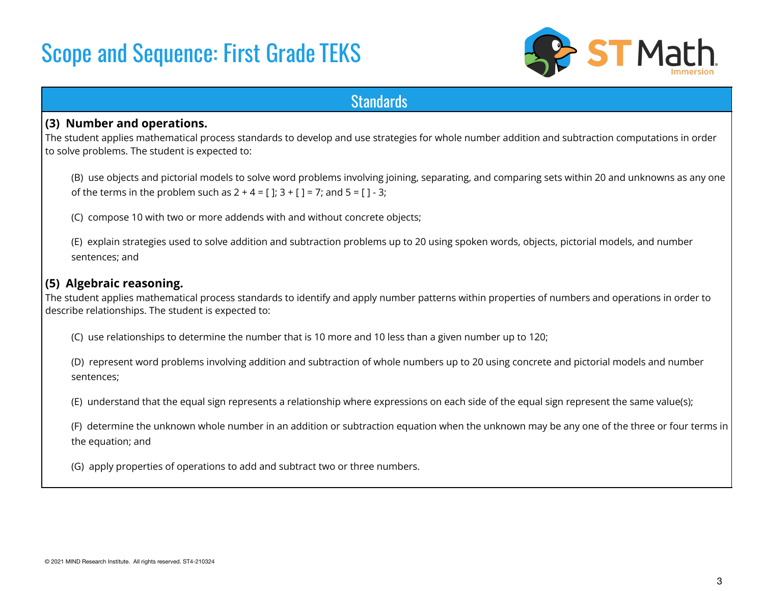# Scope and Sequence: First Grade TEKS

## Standards

**(3) Number and operations.**

The student applies mathematical process standards to develop and use strategies for whole number addition and subtraction computations in order to solve problems. The student is expected to:

(B) use objects and pictorial models to solve word problems involving joining, separating, and comparing sets within 20 and unknowns as any one of the terms in the problem such as 2 + 4 = [ ]; 3 + [ ] = 7; and 5 = [ ] - 3;

(C) compose 10 with two or more addends with and without concrete objects;

(E) explain strategies used to solve addition and subtraction problems up to 20 using spoken words, objects, pictorial models, and number sentences; and

**(5) Algebraic reasoning.**

The student applies mathematical process standards to identify and apply number patterns within properties of numbers and operations in order to describe relationships. The student is expected to:

(C) use relationships to determine the number that is 10 more and 10 less than a given number up to 120;

(D) represent word problems involving addition and subtraction of whole numbers up to 20 using concrete and pictorial models and number sentences;

(E) understand that the equal sign represents a relationship where expressions on each side of the equal sign represent the same value(s);

(F) determine the unknown whole number in an addition or subtraction equation when the unknown may be any one of the three or four terms in the equation; and

(G) apply properties of operations to add and subtract two or three numbers.

© 2021 MIND Research Institute. All rights reserved. ST4-210324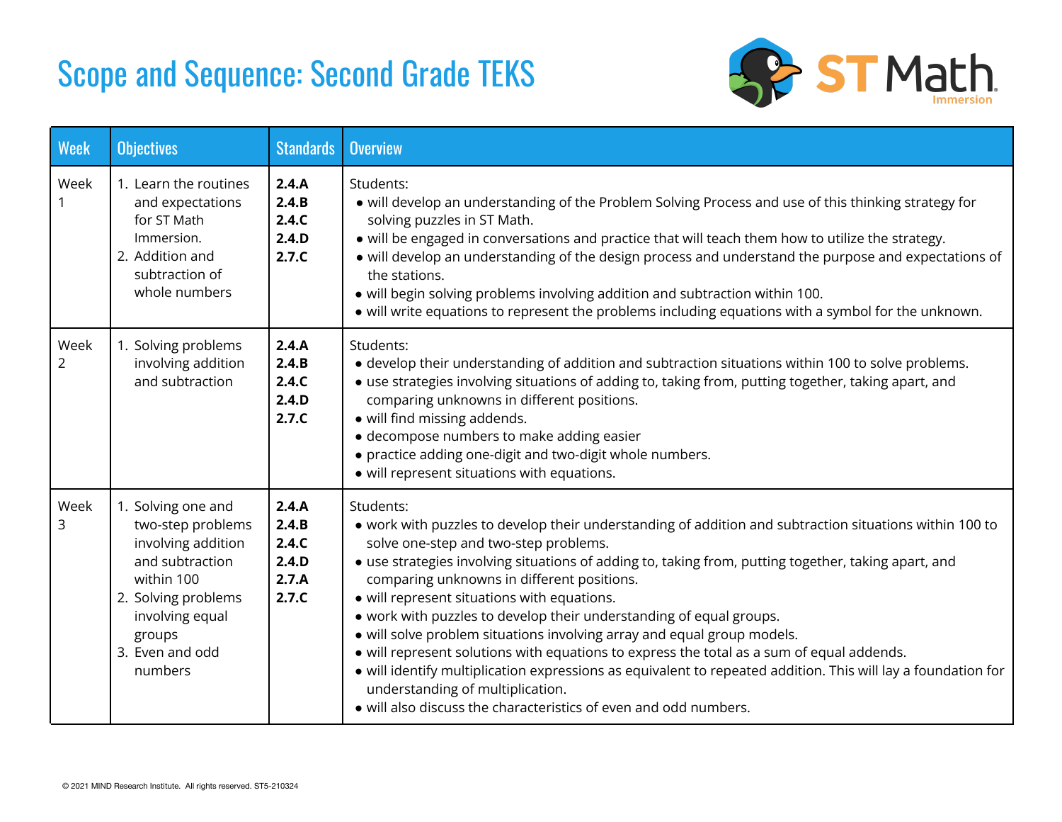# Scope and Sequence: Second Grade TEKS

| Week | Objectives | Standards | Overview |
|---|---|---|---|
| Week 1 | 1. Learn the routines and expectations for ST Math Immersion.<br>2. Addition and subtraction of whole numbers | **2.4.A**<br>**2.4.B**<br>**2.4.C**<br>**2.4.D**<br>**2.7.C** | Students:<br>• will develop an understanding of the Problem Solving Process and use of this thinking strategy for solving puzzles in ST Math.<br>• will be engaged in conversations and practice that will teach them how to utilize the strategy.<br>• will develop an understanding of the design process and understand the purpose and expectations of the stations.<br>• will begin solving problems involving addition and subtraction within 100.<br>• will write equations to represent the problems including equations with a symbol for the unknown. |
| Week 2 | 1. Solving problems involving addition and subtraction | **2.4.A**<br>**2.4.B**<br>**2.4.C**<br>**2.4.D**<br>**2.7.C** | Students:<br>• develop their understanding of addition and subtraction situations within 100 to solve problems.<br>• use strategies involving situations of adding to, taking from, putting together, taking apart, and comparing unknowns in different positions.<br>• will find missing addends.<br>• decompose numbers to make adding easier<br>• practice adding one-digit and two-digit whole numbers.<br>• will represent situations with equations. |
| Week 3 | 1. Solving one and two-step problems involving addition and subtraction within 100<br>2. Solving problems involving equal groups<br>3. Even and odd numbers | **2.4.A**<br>**2.4.B**<br>**2.4.C**<br>**2.4.D**<br>**2.7.A**<br>**2.7.C** | Students:<br>• work with puzzles to develop their understanding of addition and subtraction situations within 100 to solve one-step and two-step problems.<br>• use strategies involving situations of adding to, taking from, putting together, taking apart, and comparing unknowns in different positions.<br>• will represent situations with equations.<br>• work with puzzles to develop their understanding of equal groups.<br>• will solve problem situations involving array and equal group models.<br>• will represent solutions with equations to express the total as a sum of equal addends.<br>• will identify multiplication expressions as equivalent to repeated addition. This will lay a foundation for understanding of multiplication.<br>• will also discuss the characteristics of even and odd numbers. |

© 2021 MIND Research Institute. All rights reserved. ST5-210324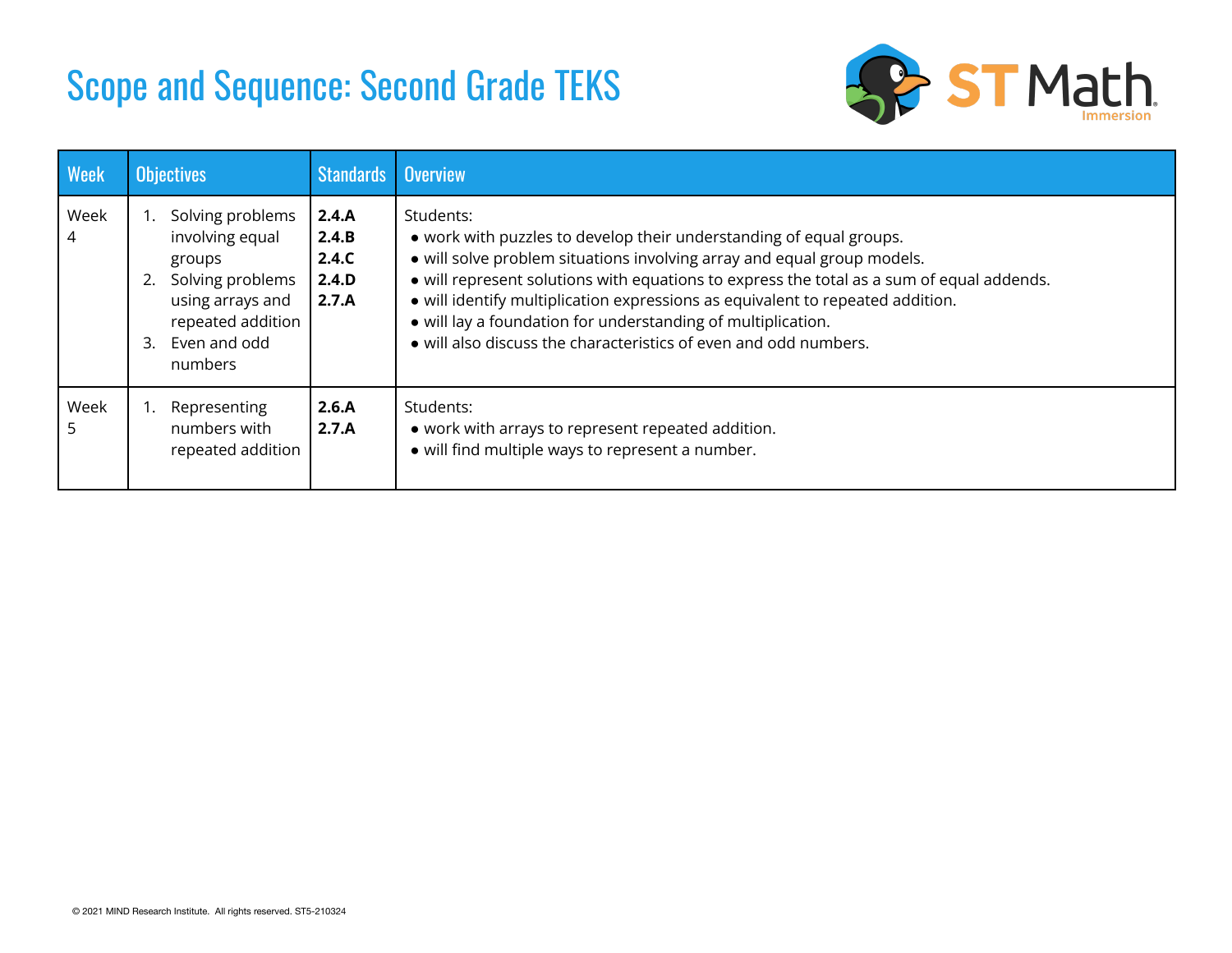# Scope and Sequence: Second Grade TEKS

| Week | Objectives | Standards | Overview |
|---|---|---|---|
| Week 4 | 1. Solving problems involving equal groups<br>2. Solving problems using arrays and repeated addition<br>3. Even and odd numbers | **2.4.A**<br>**2.4.B**<br>**2.4.C**<br>**2.4.D**<br>**2.7.A** | Students:<br>• work with puzzles to develop their understanding of equal groups.<br>• will solve problem situations involving array and equal group models.<br>• will represent solutions with equations to express the total as a sum of equal addends.<br>• will identify multiplication expressions as equivalent to repeated addition.<br>• will lay a foundation for understanding of multiplication.<br>• will also discuss the characteristics of even and odd numbers. |
| Week 5 | 1. Representing numbers with repeated addition | **2.6.A**<br>**2.7.A** | Students:<br>• work with arrays to represent repeated addition.<br>• will find multiple ways to represent a number. |

© 2021 MIND Research Institute. All rights reserved. ST5-210324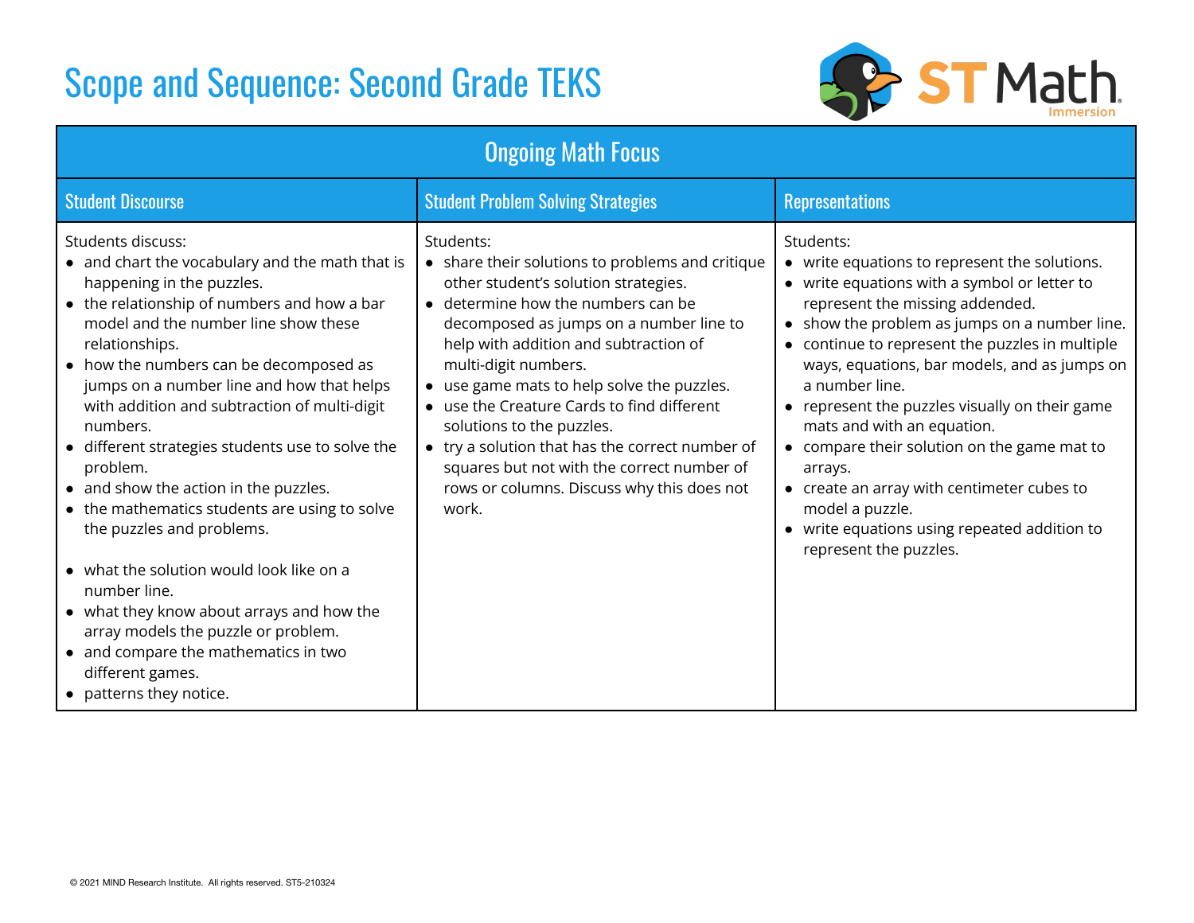# Scope and Sequence: Second Grade TEKS

| Ongoing Math Focus | | |
|---|---|---|
| **Student Discourse** | **Student Problem Solving Strategies** | **Representations** |
| Students discuss:<br>• and chart the vocabulary and the math that is happening in the puzzles.<br>• the relationship of numbers and how a bar model and the number line show these relationships.<br>• how the numbers can be decomposed as jumps on a number line and how that helps with addition and subtraction of multi-digit numbers.<br>• different strategies students use to solve the problem.<br>• and show the action in the puzzles.<br>• the mathematics students are using to solve the puzzles and problems.<br>• what the solution would look like on a number line.<br>• what they know about arrays and how the array models the puzzle or problem.<br>• and compare the mathematics in two different games.<br>• patterns they notice. | Students:<br>• share their solutions to problems and critique other student's solution strategies.<br>• determine how the numbers can be decomposed as jumps on a number line to help with addition and subtraction of multi-digit numbers.<br>• use game mats to help solve the puzzles.<br>• use the Creature Cards to find different solutions to the puzzles.<br>• try a solution that has the correct number of squares but not with the correct number of rows or columns. Discuss why this does not work. | Students:<br>• write equations to represent the solutions.<br>• write equations with a symbol or letter to represent the missing addended.<br>• show the problem as jumps on a number line.<br>• continue to represent the puzzles in multiple ways, equations, bar models, and as jumps on a number line.<br>• represent the puzzles visually on their game mats and with an equation.<br>• compare their solution on the game mat to arrays.<br>• create an array with centimeter cubes to model a puzzle.<br>• write equations using repeated addition to represent the puzzles. |

© 2021 MIND Research Institute. All rights reserved. ST5-210324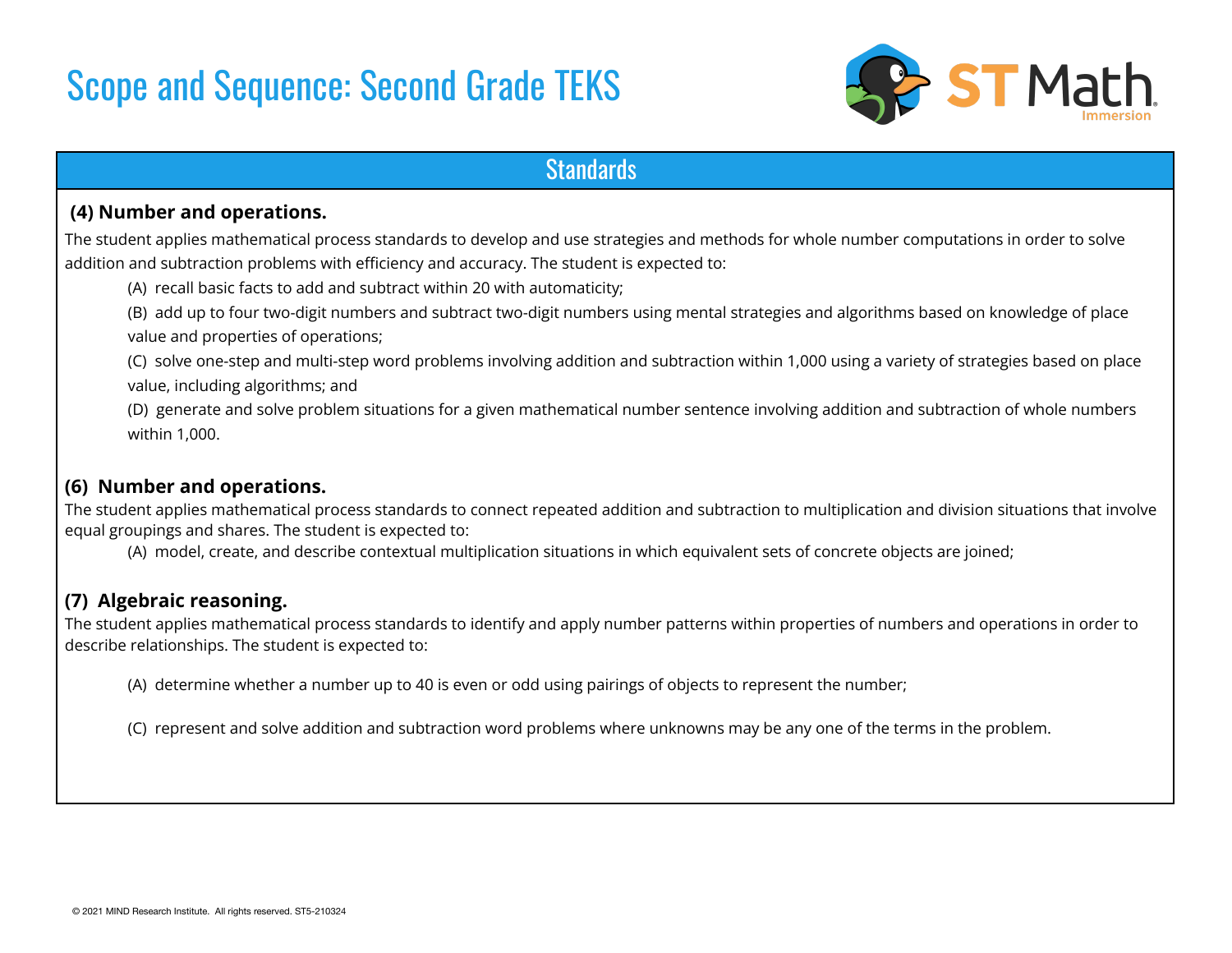# Scope and Sequence: Second Grade TEKS

## Standards

**(4) Number and operations.**

The student applies mathematical process standards to develop and use strategies and methods for whole number computations in order to solve addition and subtraction problems with efficiency and accuracy. The student is expected to:

(A) recall basic facts to add and subtract within 20 with automaticity;

(B) add up to four two-digit numbers and subtract two-digit numbers using mental strategies and algorithms based on knowledge of place value and properties of operations;

(C) solve one-step and multi-step word problems involving addition and subtraction within 1,000 using a variety of strategies based on place value, including algorithms; and

(D) generate and solve problem situations for a given mathematical number sentence involving addition and subtraction of whole numbers within 1,000.

**(6) Number and operations.**

The student applies mathematical process standards to connect repeated addition and subtraction to multiplication and division situations that involve equal groupings and shares. The student is expected to:

(A) model, create, and describe contextual multiplication situations in which equivalent sets of concrete objects are joined;

**(7) Algebraic reasoning.**

The student applies mathematical process standards to identify and apply number patterns within properties of numbers and operations in order to describe relationships. The student is expected to:

(A) determine whether a number up to 40 is even or odd using pairings of objects to represent the number;

(C) represent and solve addition and subtraction word problems where unknowns may be any one of the terms in the problem.

© 2021 MIND Research Institute. All rights reserved. ST5-210324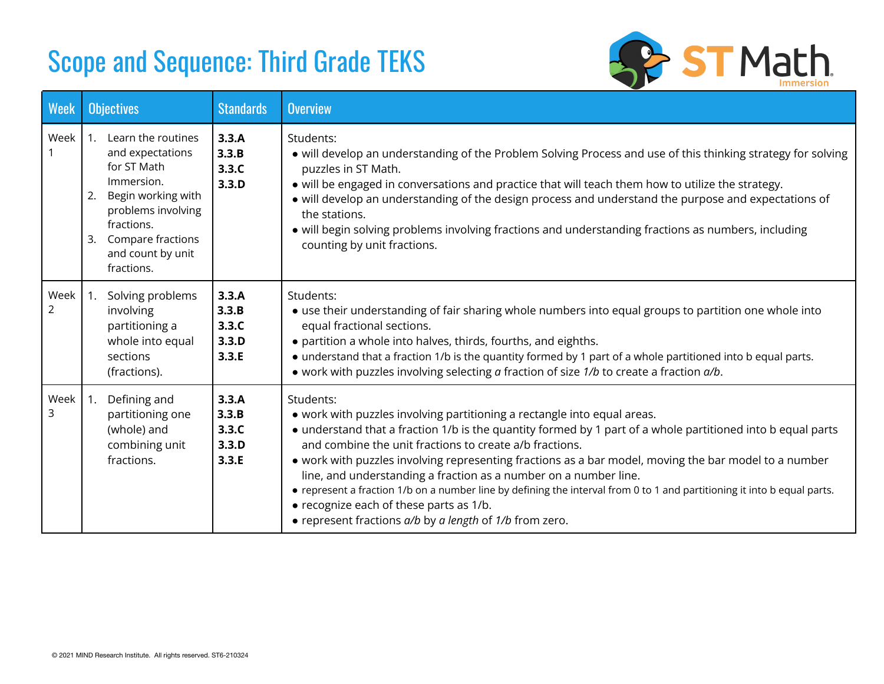# Scope and Sequence: Third Grade TEKS

| Week | Objectives | Standards | Overview |
|---|---|---|---|
| Week 1 | 1. Learn the routines and expectations for ST Math Immersion.<br>2. Begin working with problems involving fractions.<br>3. Compare fractions and count by unit fractions. | **3.3.A**<br>**3.3.B**<br>**3.3.C**<br>**3.3.D** | Students:<br>• will develop an understanding of the Problem Solving Process and use of this thinking strategy for solving puzzles in ST Math.<br>• will be engaged in conversations and practice that will teach them how to utilize the strategy.<br>• will develop an understanding of the design process and understand the purpose and expectations of the stations.<br>• will begin solving problems involving fractions and understanding fractions as numbers, including counting by unit fractions. |
| Week 2 | 1. Solving problems involving partitioning a whole into equal sections (fractions). | **3.3.A**<br>**3.3.B**<br>**3.3.C**<br>**3.3.D**<br>**3.3.E** | Students:<br>• use their understanding of fair sharing whole numbers into equal groups to partition one whole into equal fractional sections.<br>• partition a whole into halves, thirds, fourths, and eighths.<br>• understand that a fraction 1/b is the quantity formed by 1 part of a whole partitioned into b equal parts.<br>• work with puzzles involving selecting *a* fraction of size *1/b* to create a fraction *a/b*. |
| Week 3 | 1. Defining and partitioning one (whole) and combining unit fractions. | **3.3.A**<br>**3.3.B**<br>**3.3.C**<br>**3.3.D**<br>**3.3.E** | Students:<br>• work with puzzles involving partitioning a rectangle into equal areas.<br>• understand that a fraction 1/b is the quantity formed by 1 part of a whole partitioned into b equal parts and combine the unit fractions to create a/b fractions.<br>• work with puzzles involving representing fractions as a bar model, moving the bar model to a number line, and understanding a fraction as a number on a number line.<br>• represent a fraction 1/b on a number line by defining the interval from 0 to 1 and partitioning it into b equal parts.<br>• recognize each of these parts as 1/b.<br>• represent fractions *a/b* by *a length* of *1/b* from zero. |

© 2021 MIND Research Institute. All rights reserved. ST6-210324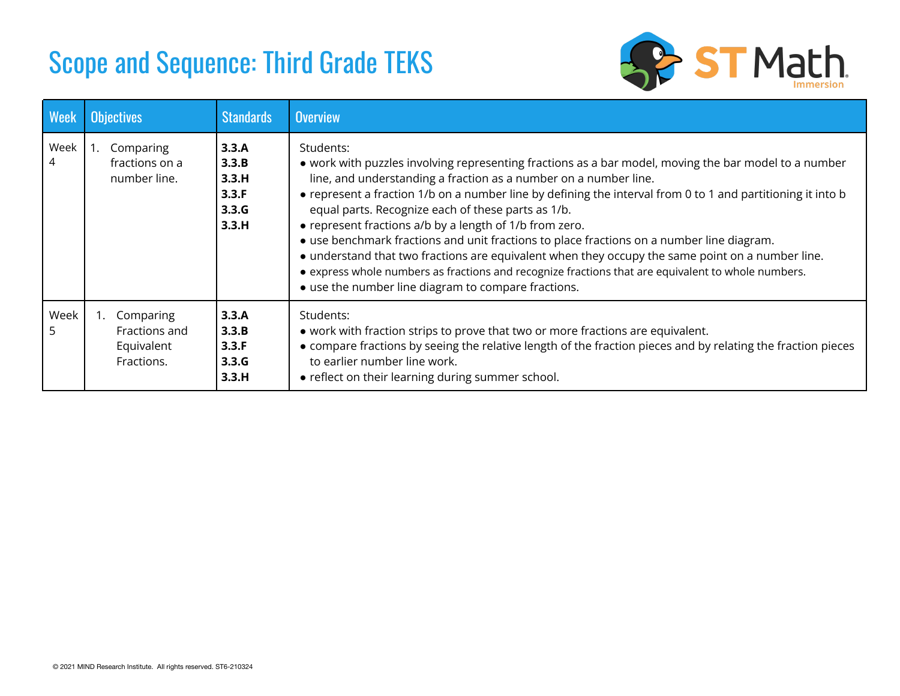# Scope and Sequence: Third Grade TEKS

ST Math Immersion

| Week | Objectives | Standards | Overview |
|---|---|---|---|
| Week 4 | 1. Comparing fractions on a number line. | **3.3.A** **3.3.B** **3.3.H** **3.3.F** **3.3.G** **3.3.H** | Students: • work with puzzles involving representing fractions as a bar model, moving the bar model to a number line, and understanding a fraction as a number on a number line. • represent a fraction 1/b on a number line by defining the interval from 0 to 1 and partitioning it into b equal parts. Recognize each of these parts as 1/b. • represent fractions a/b by a length of 1/b from zero. • use benchmark fractions and unit fractions to place fractions on a number line diagram. • understand that two fractions are equivalent when they occupy the same point on a number line. • express whole numbers as fractions and recognize fractions that are equivalent to whole numbers. • use the number line diagram to compare fractions. |
| Week 5 | 1. Comparing Fractions and Equivalent Fractions. | **3.3.A** **3.3.B** **3.3.F** **3.3.G** **3.3.H** | Students: • work with fraction strips to prove that two or more fractions are equivalent. • compare fractions by seeing the relative length of the fraction pieces and by relating the fraction pieces to earlier number line work. • reflect on their learning during summer school. |

© 2021 MIND Research Institute. All rights reserved. ST6-210324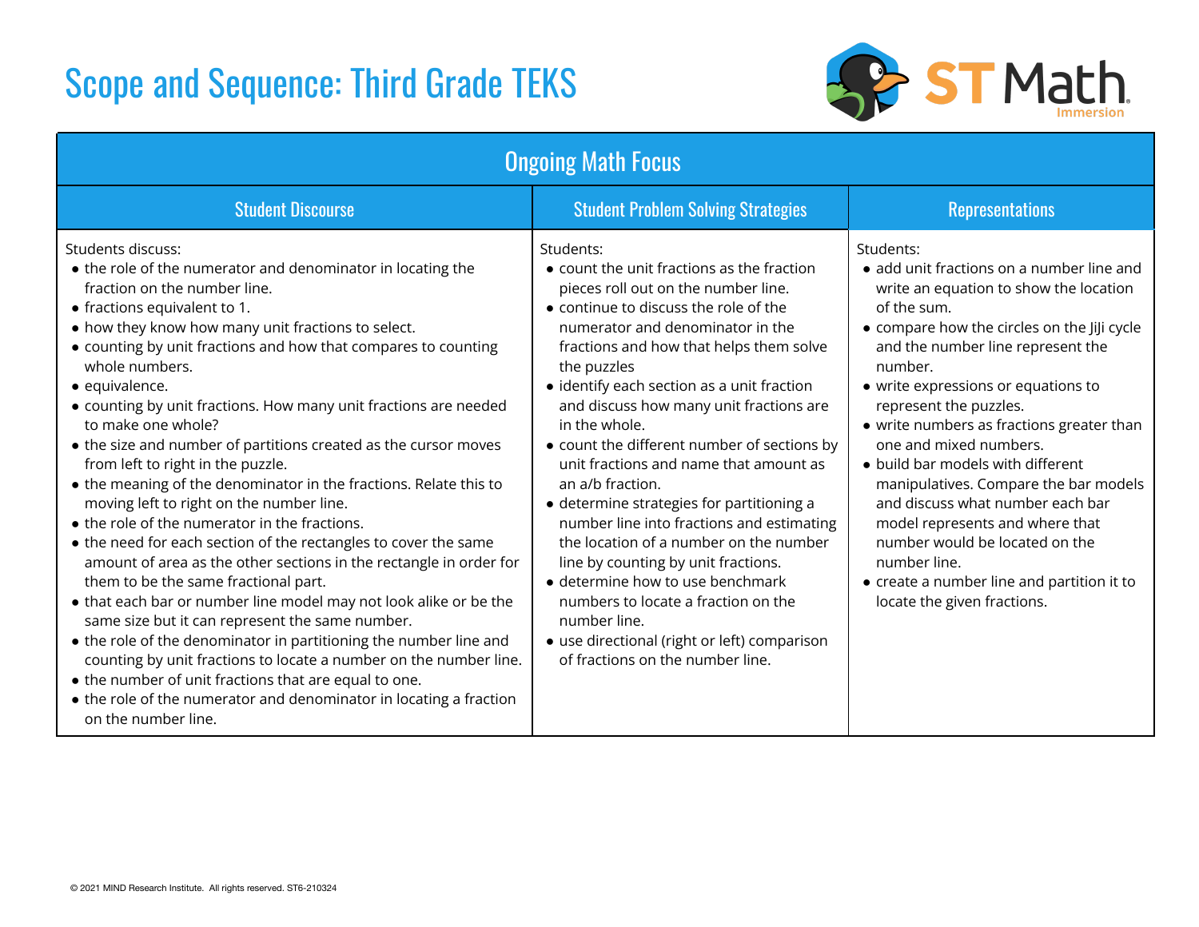# Scope and Sequence: Third Grade TEKS

| Ongoing Math Focus | | |
|---|---|---|
| **Student Discourse** | **Student Problem Solving Strategies** | **Representations** |
| Students discuss:<br>• the role of the numerator and denominator in locating the fraction on the number line.<br>• fractions equivalent to 1.<br>• how they know how many unit fractions to select.<br>• counting by unit fractions and how that compares to counting whole numbers.<br>• equivalence.<br>• counting by unit fractions. How many unit fractions are needed to make one whole?<br>• the size and number of partitions created as the cursor moves from left to right in the puzzle.<br>• the meaning of the denominator in the fractions. Relate this to moving left to right on the number line.<br>• the role of the numerator in the fractions.<br>• the need for each section of the rectangles to cover the same amount of area as the other sections in the rectangle in order for them to be the same fractional part.<br>• that each bar or number line model may not look alike or be the same size but it can represent the same number.<br>• the role of the denominator in partitioning the number line and counting by unit fractions to locate a number on the number line.<br>• the number of unit fractions that are equal to one.<br>• the role of the numerator and denominator in locating a fraction on the number line. | Students:<br>• count the unit fractions as the fraction pieces roll out on the number line.<br>• continue to discuss the role of the numerator and denominator in the fractions and how that helps them solve the puzzles<br>• identify each section as a unit fraction and discuss how many unit fractions are in the whole.<br>• count the different number of sections by unit fractions and name that amount as an a/b fraction.<br>• determine strategies for partitioning a number line into fractions and estimating the location of a number on the number line by counting by unit fractions.<br>• determine how to use benchmark numbers to locate a fraction on the number line.<br>• use directional (right or left) comparison of fractions on the number line. | Students:<br>• add unit fractions on a number line and write an equation to show the location of the sum.<br>• compare how the circles on the JiJi cycle and the number line represent the number.<br>• write expressions or equations to represent the puzzles.<br>• write numbers as fractions greater than one and mixed numbers.<br>• build bar models with different manipulatives. Compare the bar models and discuss what number each bar model represents and where that number would be located on the number line.<br>• create a number line and partition it to locate the given fractions. |

© 2021 MIND Research Institute. All rights reserved. ST6-210324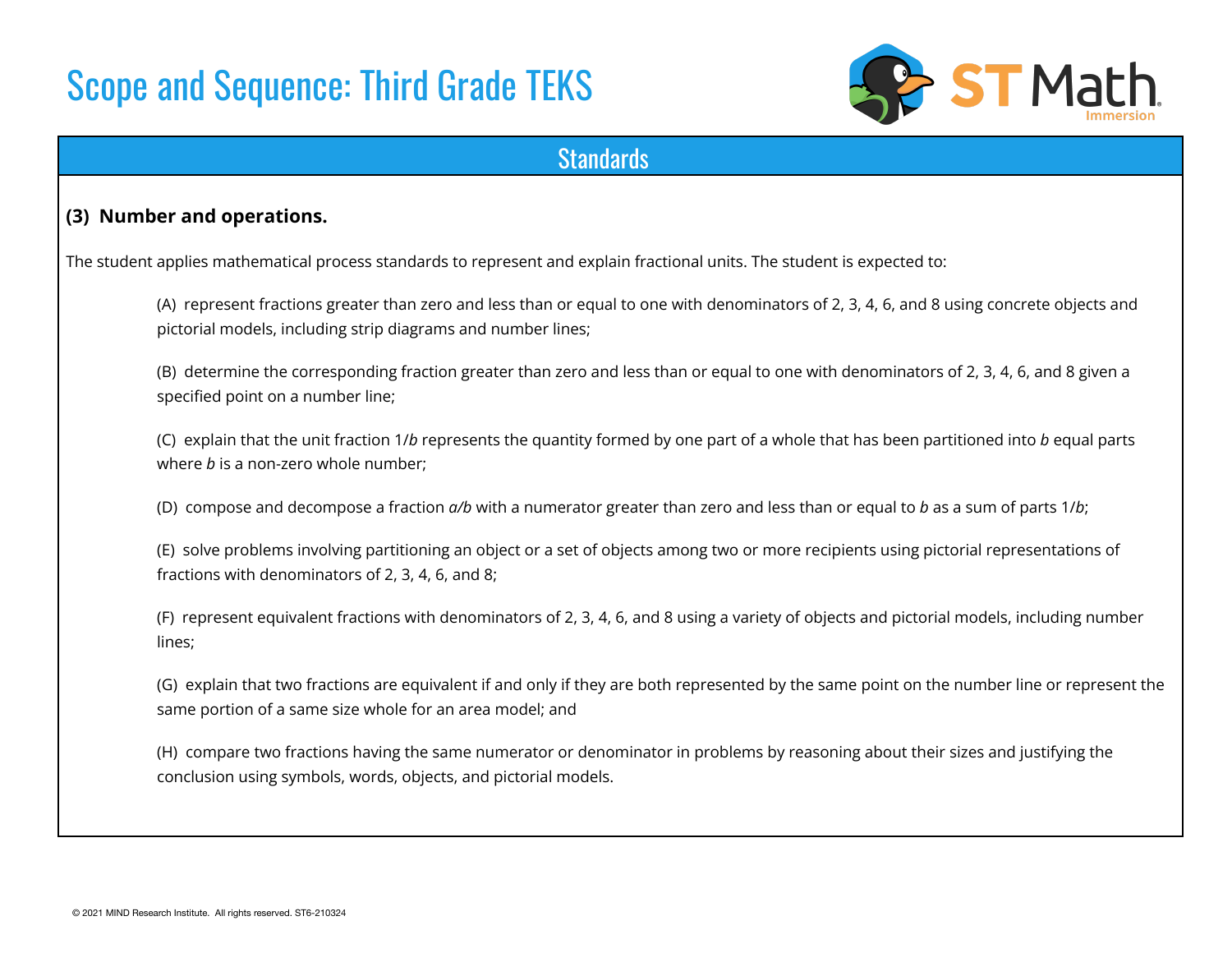# Scope and Sequence: Third Grade TEKS

## Standards

**(3) Number and operations.**

The student applies mathematical process standards to represent and explain fractional units. The student is expected to:

(A) represent fractions greater than zero and less than or equal to one with denominators of 2, 3, 4, 6, and 8 using concrete objects and pictorial models, including strip diagrams and number lines;

(B) determine the corresponding fraction greater than zero and less than or equal to one with denominators of 2, 3, 4, 6, and 8 given a specified point on a number line;

(C) explain that the unit fraction $1/b$ represents the quantity formed by one part of a whole that has been partitioned into $b$ equal parts where $b$ is a non-zero whole number;

(D) compose and decompose a fraction $a/b$ with a numerator greater than zero and less than or equal to $b$ as a sum of parts $1/b$;

(E) solve problems involving partitioning an object or a set of objects among two or more recipients using pictorial representations of fractions with denominators of 2, 3, 4, 6, and 8;

(F) represent equivalent fractions with denominators of 2, 3, 4, 6, and 8 using a variety of objects and pictorial models, including number lines;

(G) explain that two fractions are equivalent if and only if they are both represented by the same point on the number line or represent the same portion of a same size whole for an area model; and

(H) compare two fractions having the same numerator or denominator in problems by reasoning about their sizes and justifying the conclusion using symbols, words, objects, and pictorial models.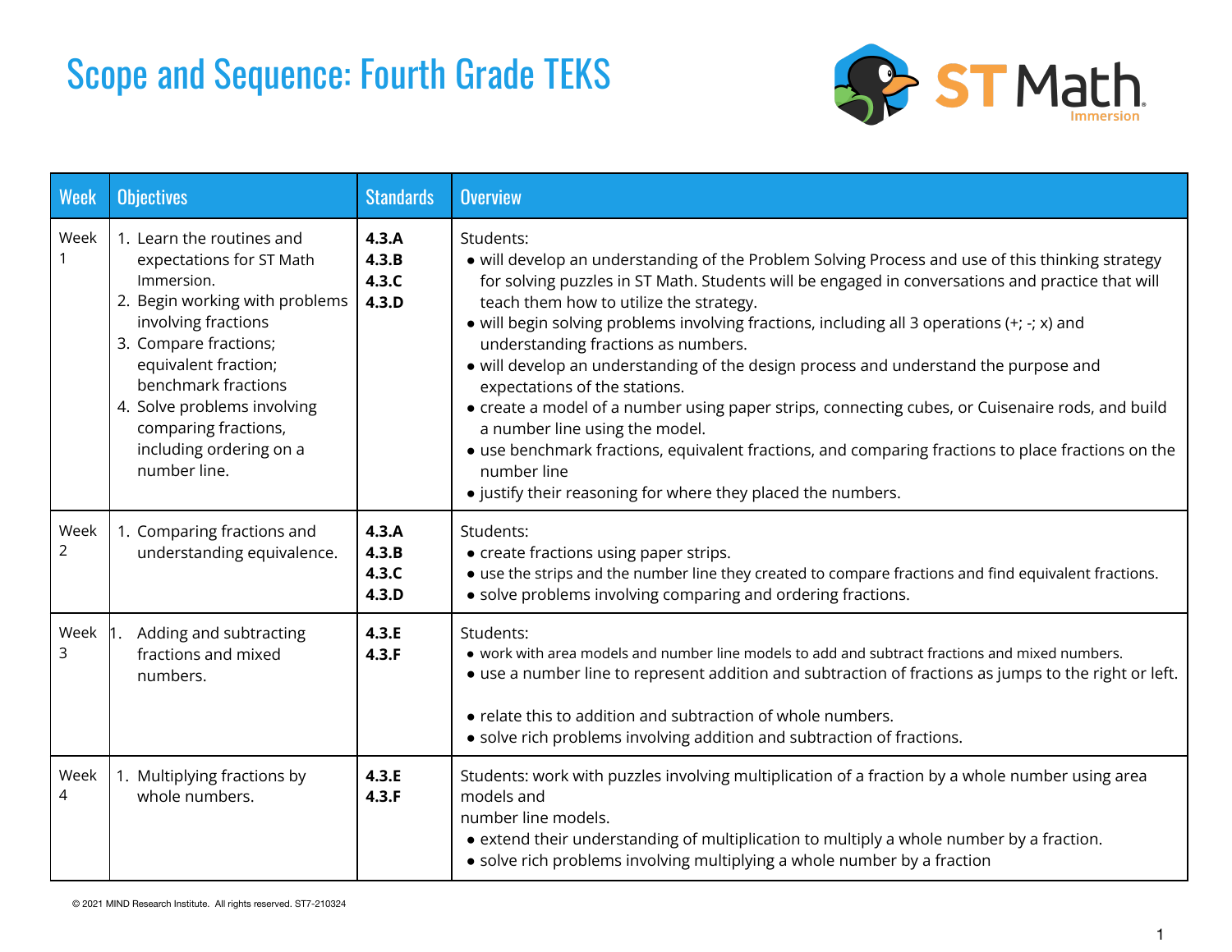# Scope and Sequence: Fourth Grade TEKS

| Week | Objectives | Standards | Overview |
|---|---|---|---|
| Week 1 | 1. Learn the routines and expectations for ST Math Immersion.<br>2. Begin working with problems involving fractions<br>3. Compare fractions; equivalent fraction; benchmark fractions<br>4. Solve problems involving comparing fractions, including ordering on a number line. | **4.3.A**<br>**4.3.B**<br>**4.3.C**<br>**4.3.D** | Students:<br>• will develop an understanding of the Problem Solving Process and use of this thinking strategy for solving puzzles in ST Math. Students will be engaged in conversations and practice that will teach them how to utilize the strategy.<br>• will begin solving problems involving fractions, including all 3 operations (+; -; x) and understanding fractions as numbers.<br>• will develop an understanding of the design process and understand the purpose and expectations of the stations.<br>• create a model of a number using paper strips, connecting cubes, or Cuisenaire rods, and build a number line using the model.<br>• use benchmark fractions, equivalent fractions, and comparing fractions to place fractions on the number line<br>• justify their reasoning for where they placed the numbers. |
| Week 2 | 1. Comparing fractions and understanding equivalence. | **4.3.A**<br>**4.3.B**<br>**4.3.C**<br>**4.3.D** | Students:<br>• create fractions using paper strips.<br>• use the strips and the number line they created to compare fractions and find equivalent fractions.<br>• solve problems involving comparing and ordering fractions. |
| Week 3 | 1. Adding and subtracting fractions and mixed numbers. | **4.3.E**<br>**4.3.F** | Students:<br>• work with area models and number line models to add and subtract fractions and mixed numbers.<br>• use a number line to represent addition and subtraction of fractions as jumps to the right or left.<br>• relate this to addition and subtraction of whole numbers.<br>• solve rich problems involving addition and subtraction of fractions. |
| Week 4 | 1. Multiplying fractions by whole numbers. | **4.3.E**<br>**4.3.F** | Students: work with puzzles involving multiplication of a fraction by a whole number using area models and number line models.<br>• extend their understanding of multiplication to multiply a whole number by a fraction.<br>• solve rich problems involving multiplying a whole number by a fraction |

© 2021 MIND Research Institute. All rights reserved. ST7-210324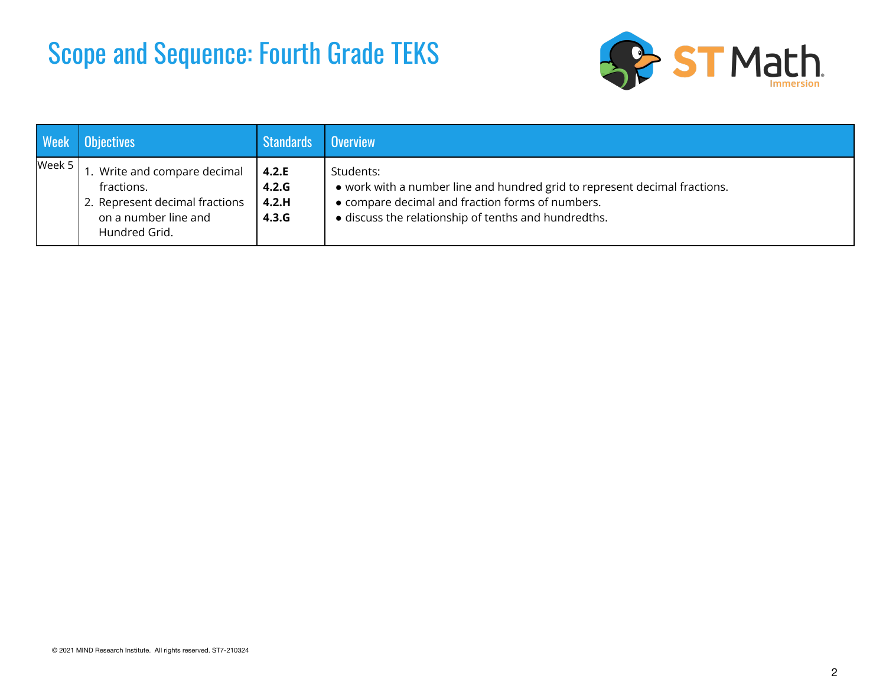# Scope and Sequence: Fourth Grade TEKS

| Week | Objectives | Standards | Overview |
|---|---|---|---|
| Week 5 | 1. Write and compare decimal fractions.<br>2. Represent decimal fractions on a number line and Hundred Grid. | **4.2.E**<br>**4.2.G**<br>**4.2.H**<br>**4.3.G** | Students:<br>● work with a number line and hundred grid to represent decimal fractions.<br>● compare decimal and fraction forms of numbers.<br>● discuss the relationship of tenths and hundredths. |

© 2021 MIND Research Institute. All rights reserved. ST7-210324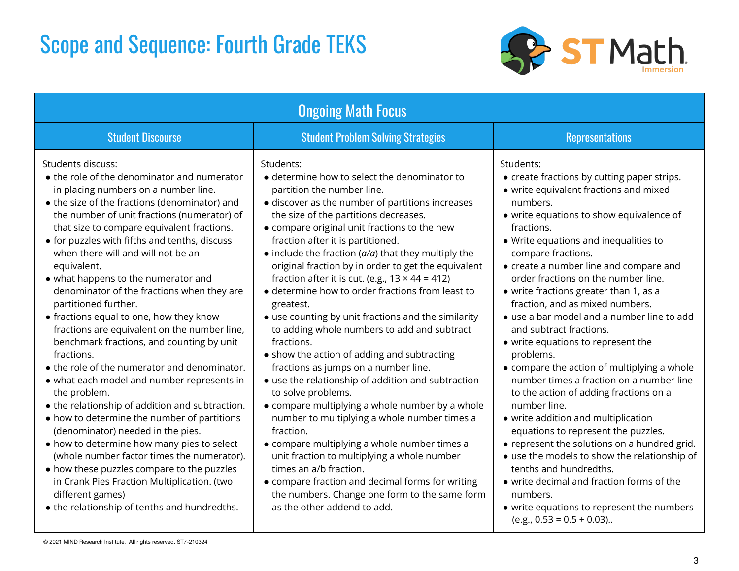# Scope and Sequence: Fourth Grade TEKS

| Ongoing Math Focus | | |
|---|---|---|
| **Student Discourse** | **Student Problem Solving Strategies** | **Representations** |
| Students discuss:<br>• the role of the denominator and numerator in placing numbers on a number line.<br>• the size of the fractions (denominator) and the number of unit fractions (numerator) of that size to compare equivalent fractions.<br>• for puzzles with fifths and tenths, discuss when there will and will not be an equivalent.<br>• what happens to the numerator and denominator of the fractions when they are partitioned further.<br>• fractions equal to one, how they know fractions are equivalent on the number line, benchmark fractions, and counting by unit fractions.<br>• the role of the numerator and denominator.<br>• what each model and number represents in the problem.<br>• the relationship of addition and subtraction.<br>• how to determine the number of partitions (denominator) needed in the pies.<br>• how to determine how many pies to select (whole number factor times the numerator).<br>• how these puzzles compare to the puzzles in Crank Pies Fraction Multiplication. (two different games)<br>• the relationship of tenths and hundredths. | Students:<br>• determine how to select the denominator to partition the number line.<br>• discover as the number of partitions increases the size of the partitions decreases.<br>• compare original unit fractions to the new fraction after it is partitioned.<br>• include the fraction (*a/a*) that they multiply the original fraction by in order to get the equivalent fraction after it is cut. (e.g., 13 × 44 = 412)<br>• determine how to order fractions from least to greatest.<br>• use counting by unit fractions and the similarity to adding whole numbers to add and subtract fractions.<br>• show the action of adding and subtracting fractions as jumps on a number line.<br>• use the relationship of addition and subtraction to solve problems.<br>• compare multiplying a whole number by a whole number to multiplying a whole number times a fraction.<br>• compare multiplying a whole number times a unit fraction to multiplying a whole number times an a/b fraction.<br>• compare fraction and decimal forms for writing the numbers. Change one form to the same form as the other addend to add. | Students:<br>• create fractions by cutting paper strips.<br>• write equivalent fractions and mixed numbers.<br>• write equations to show equivalence of fractions.<br>• Write equations and inequalities to compare fractions.<br>• create a number line and compare and order fractions on the number line.<br>• write fractions greater than 1, as a fraction, and as mixed numbers.<br>• use a bar model and a number line to add and subtract fractions.<br>• write equations to represent the problems.<br>• compare the action of multiplying a whole number times a fraction on a number line to the action of adding fractions on a number line.<br>• write addition and multiplication equations to represent the puzzles.<br>• represent the solutions on a hundred grid.<br>• use the models to show the relationship of tenths and hundredths.<br>• write decimal and fraction forms of the numbers.<br>• write equations to represent the numbers (e.g., 0.53 = 0.5 + 0.03).. |

© 2021 MIND Research Institute. All rights reserved. ST7-210324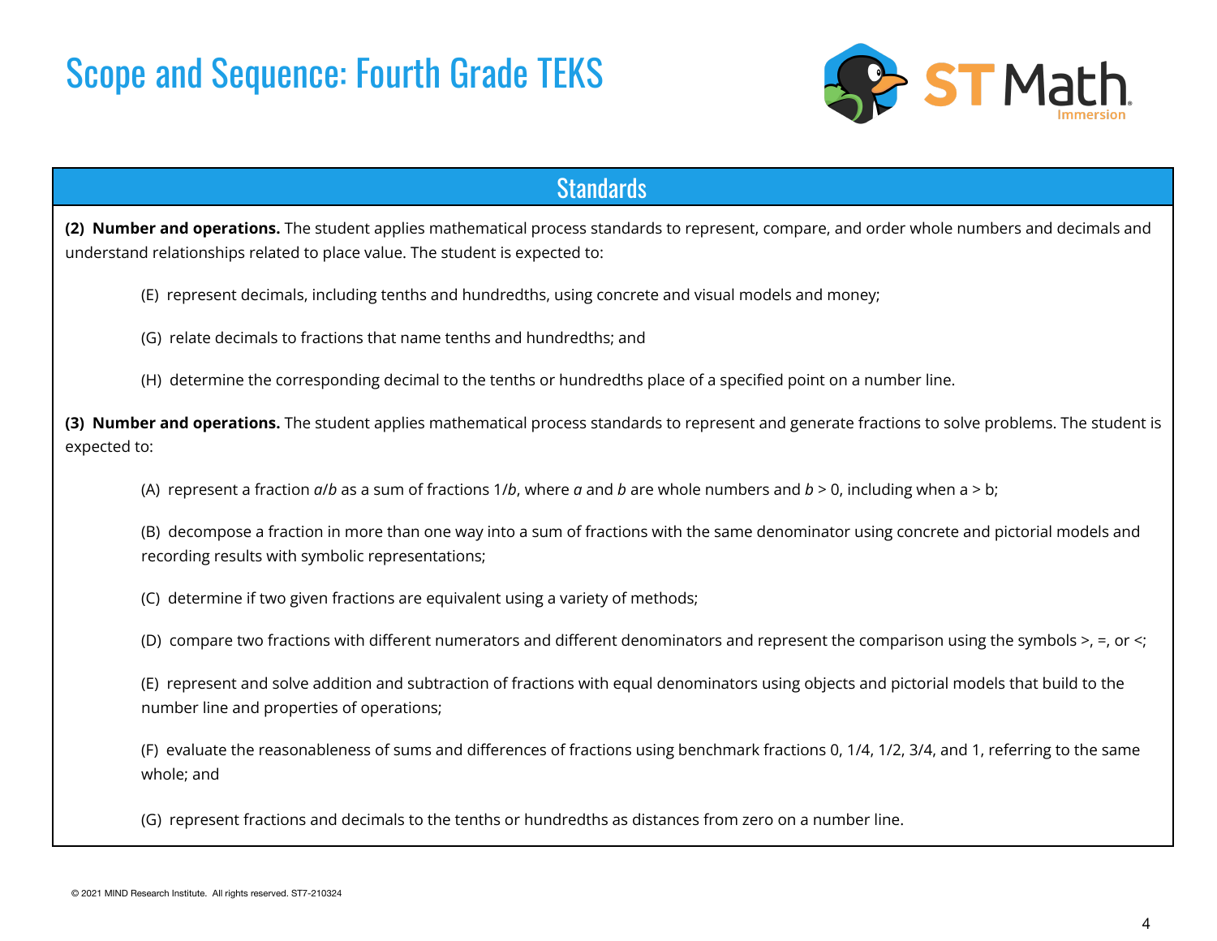# Scope and Sequence: Fourth Grade TEKS

## Standards

**(2) Number and operations.** The student applies mathematical process standards to represent, compare, and order whole numbers and decimals and understand relationships related to place value. The student is expected to:

(E) represent decimals, including tenths and hundredths, using concrete and visual models and money;

(G) relate decimals to fractions that name tenths and hundredths; and

(H) determine the corresponding decimal to the tenths or hundredths place of a specified point on a number line.

**(3) Number and operations.** The student applies mathematical process standards to represent and generate fractions to solve problems. The student is expected to:

(A) represent a fraction $a/b$ as a sum of fractions $1/b$, where $a$ and $b$ are whole numbers and $b > 0$, including when $a > b$;

(B) decompose a fraction in more than one way into a sum of fractions with the same denominator using concrete and pictorial models and recording results with symbolic representations;

(C) determine if two given fractions are equivalent using a variety of methods;

(D) compare two fractions with different numerators and different denominators and represent the comparison using the symbols >, =, or <;

(E) represent and solve addition and subtraction of fractions with equal denominators using objects and pictorial models that build to the number line and properties of operations;

(F) evaluate the reasonableness of sums and differences of fractions using benchmark fractions 0, 1/4, 1/2, 3/4, and 1, referring to the same whole; and

(G) represent fractions and decimals to the tenths or hundredths as distances from zero on a number line.

© 2021 MIND Research Institute. All rights reserved. ST7-210324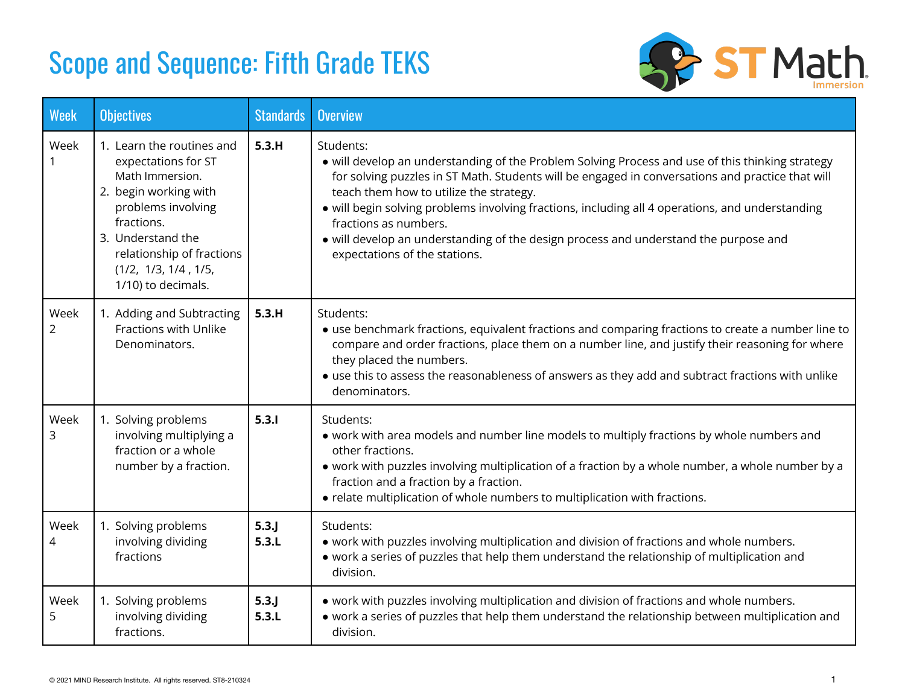# Scope and Sequence: Fifth Grade TEKS

| Week | Objectives | Standards | Overview |
|---|---|---|---|
| Week 1 | 1. Learn the routines and expectations for ST Math Immersion.<br>2. begin working with problems involving fractions.<br>3. Understand the relationship of fractions (1/2, 1/3, 1/4 , 1/5, 1/10) to decimals. | **5.3.H** | Students:<br>● will develop an understanding of the Problem Solving Process and use of this thinking strategy for solving puzzles in ST Math. Students will be engaged in conversations and practice that will teach them how to utilize the strategy.<br>● will begin solving problems involving fractions, including all 4 operations, and understanding fractions as numbers.<br>● will develop an understanding of the design process and understand the purpose and expectations of the stations. |
| Week 2 | 1. Adding and Subtracting Fractions with Unlike Denominators. | **5.3.H** | Students:<br>● use benchmark fractions, equivalent fractions and comparing fractions to create a number line to compare and order fractions, place them on a number line, and justify their reasoning for where they placed the numbers.<br>● use this to assess the reasonableness of answers as they add and subtract fractions with unlike denominators. |
| Week 3 | 1. Solving problems involving multiplying a fraction or a whole number by a fraction. | **5.3.I** | Students:<br>● work with area models and number line models to multiply fractions by whole numbers and other fractions.<br>● work with puzzles involving multiplication of a fraction by a whole number, a whole number by a fraction and a fraction by a fraction.<br>● relate multiplication of whole numbers to multiplication with fractions. |
| Week 4 | 1. Solving problems involving dividing fractions | **5.3.J**<br>**5.3.L** | Students:<br>● work with puzzles involving multiplication and division of fractions and whole numbers.<br>● work a series of puzzles that help them understand the relationship of multiplication and division. |
| Week 5 | 1. Solving problems involving dividing fractions. | **5.3.J**<br>**5.3.L** | ● work with puzzles involving multiplication and division of fractions and whole numbers.<br>● work a series of puzzles that help them understand the relationship between multiplication and division. |

© 2021 MIND Research Institute. All rights reserved. ST8-210324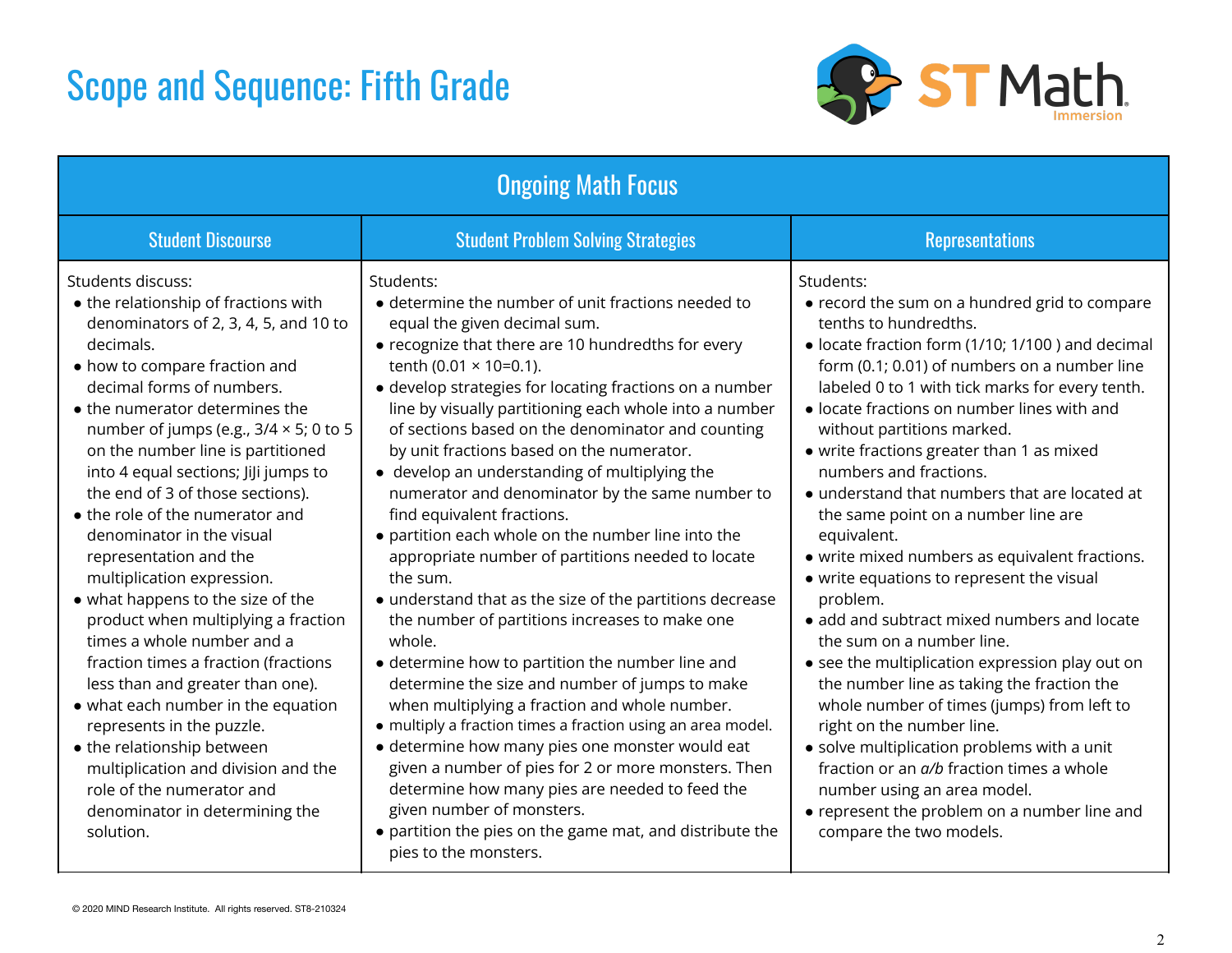# Scope and Sequence: Fifth Grade

| Ongoing Math Focus | | |
|---|---|---|
| **Student Discourse** | **Student Problem Solving Strategies** | **Representations** |
| Students discuss:<br>• the relationship of fractions with denominators of 2, 3, 4, 5, and 10 to decimals.<br>• how to compare fraction and decimal forms of numbers.<br>• the numerator determines the number of jumps (e.g., $3/4 \times 5$; 0 to 5 on the number line is partitioned into 4 equal sections; JiJi jumps to the end of 3 of those sections).<br>• the role of the numerator and denominator in the visual representation and the multiplication expression.<br>• what happens to the size of the product when multiplying a fraction times a whole number and a fraction times a fraction (fractions less than and greater than one).<br>• what each number in the equation represents in the puzzle.<br>• the relationship between multiplication and division and the role of the numerator and denominator in determining the solution. | Students:<br>• determine the number of unit fractions needed to equal the given decimal sum.<br>• recognize that there are 10 hundredths for every tenth ($0.01 \times 10 = 0.1$).<br>• develop strategies for locating fractions on a number line by visually partitioning each whole into a number of sections based on the denominator and counting by unit fractions based on the numerator.<br>• develop an understanding of multiplying the numerator and denominator by the same number to find equivalent fractions.<br>• partition each whole on the number line into the appropriate number of partitions needed to locate the sum.<br>• understand that as the size of the partitions decrease the number of partitions increases to make one whole.<br>• determine how to partition the number line and determine the size and number of jumps to make when multiplying a fraction and whole number.<br>• multiply a fraction times a fraction using an area model.<br>• determine how many pies one monster would eat given a number of pies for 2 or more monsters. Then determine how many pies are needed to feed the given number of monsters.<br>• partition the pies on the game mat, and distribute the pies to the monsters. | Students:<br>• record the sum on a hundred grid to compare tenths to hundredths.<br>• locate fraction form (1/10; 1/100 ) and decimal form (0.1; 0.01) of numbers on a number line labeled 0 to 1 with tick marks for every tenth.<br>• locate fractions on number lines with and without partitions marked.<br>• write fractions greater than 1 as mixed numbers and fractions.<br>• understand that numbers that are located at the same point on a number line are equivalent.<br>• write mixed numbers as equivalent fractions.<br>• write equations to represent the visual problem.<br>• add and subtract mixed numbers and locate the sum on a number line.<br>• see the multiplication expression play out on the number line as taking the fraction the whole number of times (jumps) from left to right on the number line.<br>• solve multiplication problems with a unit fraction or an $a/b$ fraction times a whole number using an area model.<br>• represent the problem on a number line and compare the two models. |

© 2020 MIND Research Institute. All rights reserved. ST8-210324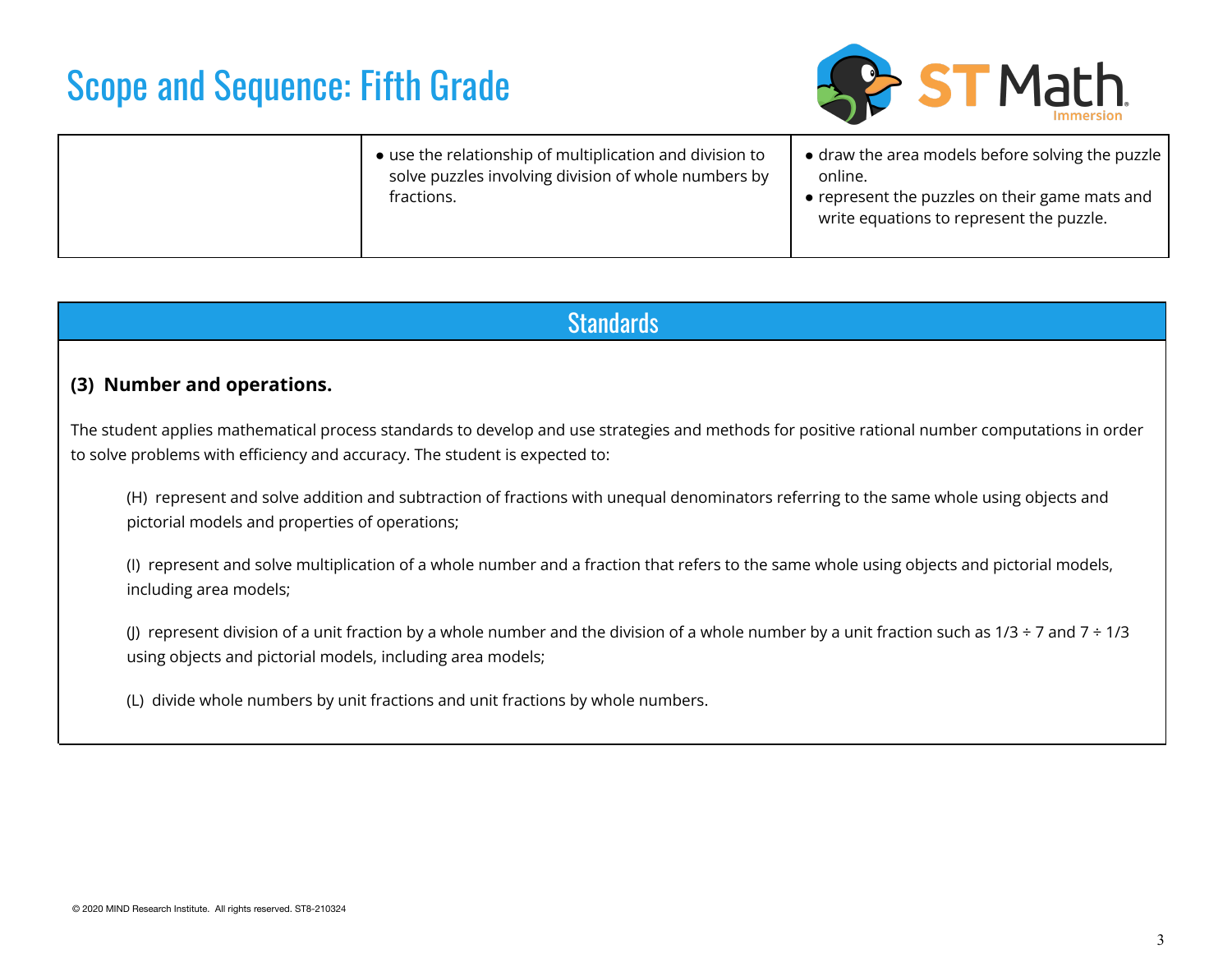| | | |
|---|---|---|
| | • use the relationship of multiplication and division to solve puzzles involving division of whole numbers by fractions. | • draw the area models before solving the puzzle online.<br>• represent the puzzles on their game mats and write equations to represent the puzzle. |

## Standards

**(3) Number and operations.**

The student applies mathematical process standards to develop and use strategies and methods for positive rational number computations in order to solve problems with efficiency and accuracy. The student is expected to:

(H) represent and solve addition and subtraction of fractions with unequal denominators referring to the same whole using objects and pictorial models and properties of operations;

(I) represent and solve multiplication of a whole number and a fraction that refers to the same whole using objects and pictorial models, including area models;

(J) represent division of a unit fraction by a whole number and the division of a whole number by a unit fraction such as $1/3 \div 7$ and $7 \div 1/3$ using objects and pictorial models, including area models;

(L) divide whole numbers by unit fractions and unit fractions by whole numbers.

© 2020 MIND Research Institute. All rights reserved. ST8-210324